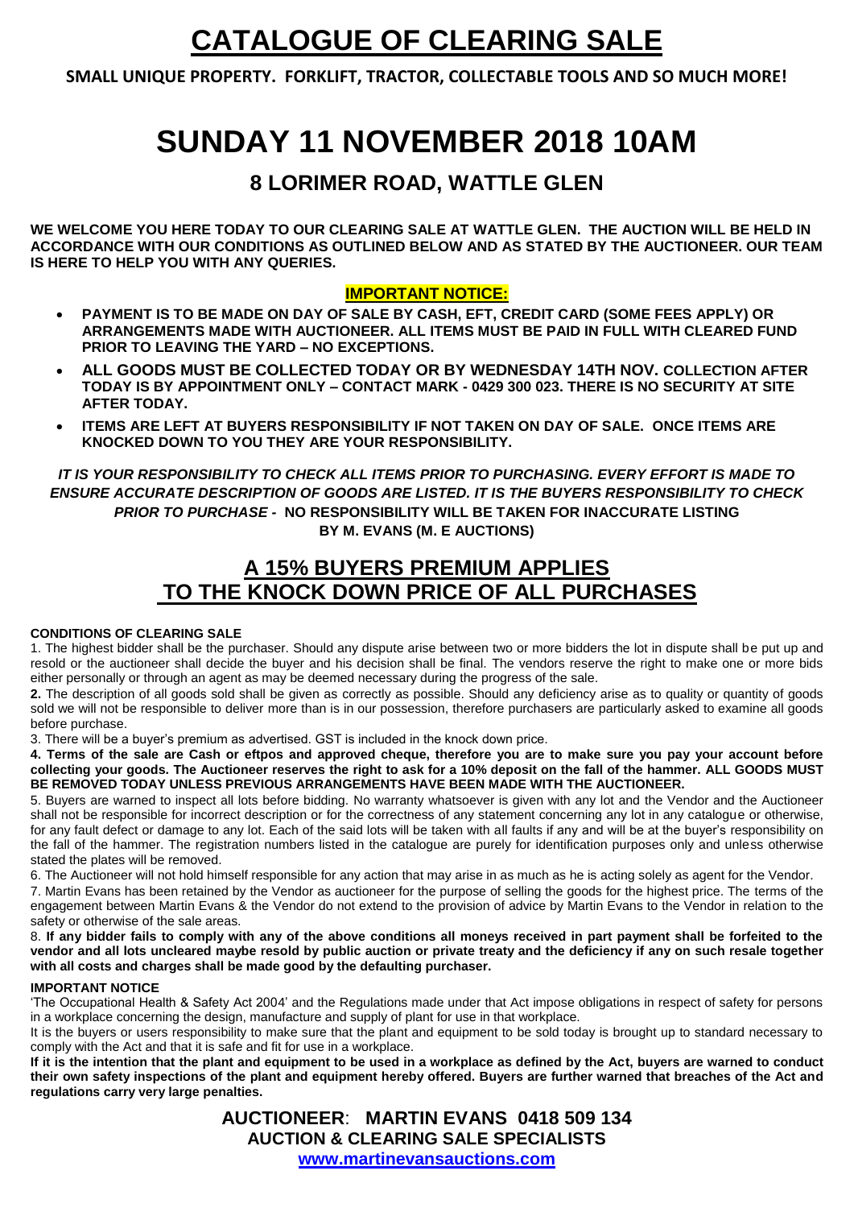# CATALOGUE OF CLEARING SALE

**SMALL UNIQUE PROPERTY. FORKLIFT, TRACTOR, COLLECTABLE TOOLS AND SO MUCH MORE!**

# SUNDAY 11 NOVEMBER 2018 10AM

## 8 LORIMER ROAD, WATTLE GLEN

**WE WELCOME YOU HERE TODAY TO OUR CLEARING SALE AT WATTLE GLEN. THE AUCTION WILL BE HELD IN ACCORDANCE WITH OUR CONDITIONS AS OUTLINED BELOW AND AS STATED BY THE AUCTIONEER. OUR TEAM IS HERE TO HELP YOU WITH ANY QUERIES.**

**IMPORTANT NOTICE:**

- **PAYMENT IS TO BE MADE ON DAY OF SALE BY CASH, EFT, CREDIT CARD (SOME FEES APPLY) OR ARRANGEMENTS MADE WITH AUCTIONEER. ALL ITEMS MUST BE PAID IN FULL WITH CLEARED FUND PRIOR TO LEAVING THE YARD – NO EXCEPTIONS.**
- **ALL GOODS MUST BE COLLECTED TODAY OR BY WEDNESDAY 14TH NOV. COLLECTION AFTER TODAY IS BY APPOINTMENT ONLY – CONTACT MARK - 0429 300 023. THERE IS NO SECURITY AT SITE AFTER TODAY.**
- **ITEMS ARE LEFT AT BUYERS RESPONSIBILITY IF NOT TAKEN ON DAY OF SALE. ONCE ITEMS ARE KNOCKED DOWN TO YOU THEY ARE YOUR RESPONSIBILITY.**

***IT IS YOUR RESPONSIBILITY TO CHECK ALL ITEMS PRIOR TO PURCHASING. EVERY EFFORT IS MADE TO ENSURE ACCURATE DESCRIPTION OF GOODS ARE LISTED. IT IS THE BUYERS RESPONSIBILITY TO CHECK PRIOR TO PURCHASE* - NO RESPONSIBILITY WILL BE TAKEN FOR INACCURATE LISTING BY M. EVANS (M. E AUCTIONS)**

## A 15% BUYERS PREMIUM APPLIES TO THE KNOCK DOWN PRICE OF ALL PURCHASES

**CONDITIONS OF CLEARING SALE**

1. The highest bidder shall be the purchaser. Should any dispute arise between two or more bidders the lot in dispute shall be put up and resold or the auctioneer shall decide the buyer and his decision shall be final. The vendors reserve the right to make one or more bids either personally or through an agent as may be deemed necessary during the progress of the sale.

**2.** The description of all goods sold shall be given as correctly as possible. Should any deficiency arise as to quality or quantity of goods sold we will not be responsible to deliver more than is in our possession, therefore purchasers are particularly asked to examine all goods before purchase.

3. There will be a buyer's premium as advertised. GST is included in the knock down price.

**4. Terms of the sale are Cash or eftpos and approved cheque, therefore you are to make sure you pay your account before collecting your goods. The Auctioneer reserves the right to ask for a 10% deposit on the fall of the hammer. ALL GOODS MUST BE REMOVED TODAY UNLESS PREVIOUS ARRANGEMENTS HAVE BEEN MADE WITH THE AUCTIONEER.**

5. Buyers are warned to inspect all lots before bidding. No warranty whatsoever is given with any lot and the Vendor and the Auctioneer shall not be responsible for incorrect description or for the correctness of any statement concerning any lot in any catalogue or otherwise, for any fault defect or damage to any lot. Each of the said lots will be taken with all faults if any and will be at the buyer's responsibility on the fall of the hammer. The registration numbers listed in the catalogue are purely for identification purposes only and unless otherwise stated the plates will be removed.

6. The Auctioneer will not hold himself responsible for any action that may arise in as much as he is acting solely as agent for the Vendor.

7. Martin Evans has been retained by the Vendor as auctioneer for the purpose of selling the goods for the highest price. The terms of the engagement between Martin Evans & the Vendor do not extend to the provision of advice by Martin Evans to the Vendor in relation to the safety or otherwise of the sale areas.

8. **If any bidder fails to comply with any of the above conditions all moneys received in part payment shall be forfeited to the vendor and all lots uncleared maybe resold by public auction or private treaty and the deficiency if any on such resale together with all costs and charges shall be made good by the defaulting purchaser.**

**IMPORTANT NOTICE**

'The Occupational Health & Safety Act 2004' and the Regulations made under that Act impose obligations in respect of safety for persons in a workplace concerning the design, manufacture and supply of plant for use in that workplace.

It is the buyers or users responsibility to make sure that the plant and equipment to be sold today is brought up to standard necessary to comply with the Act and that it is safe and fit for use in a workplace.

**If it is the intention that the plant and equipment to be used in a workplace as defined by the Act, buyers are warned to conduct their own safety inspections of the plant and equipment hereby offered. Buyers are further warned that breaches of the Act and regulations carry very large penalties.**

**AUCTIONEER: MARTIN EVANS 0418 509 134**
**AUCTION & CLEARING SALE SPECIALISTS**
**www.martinevansauctions.com**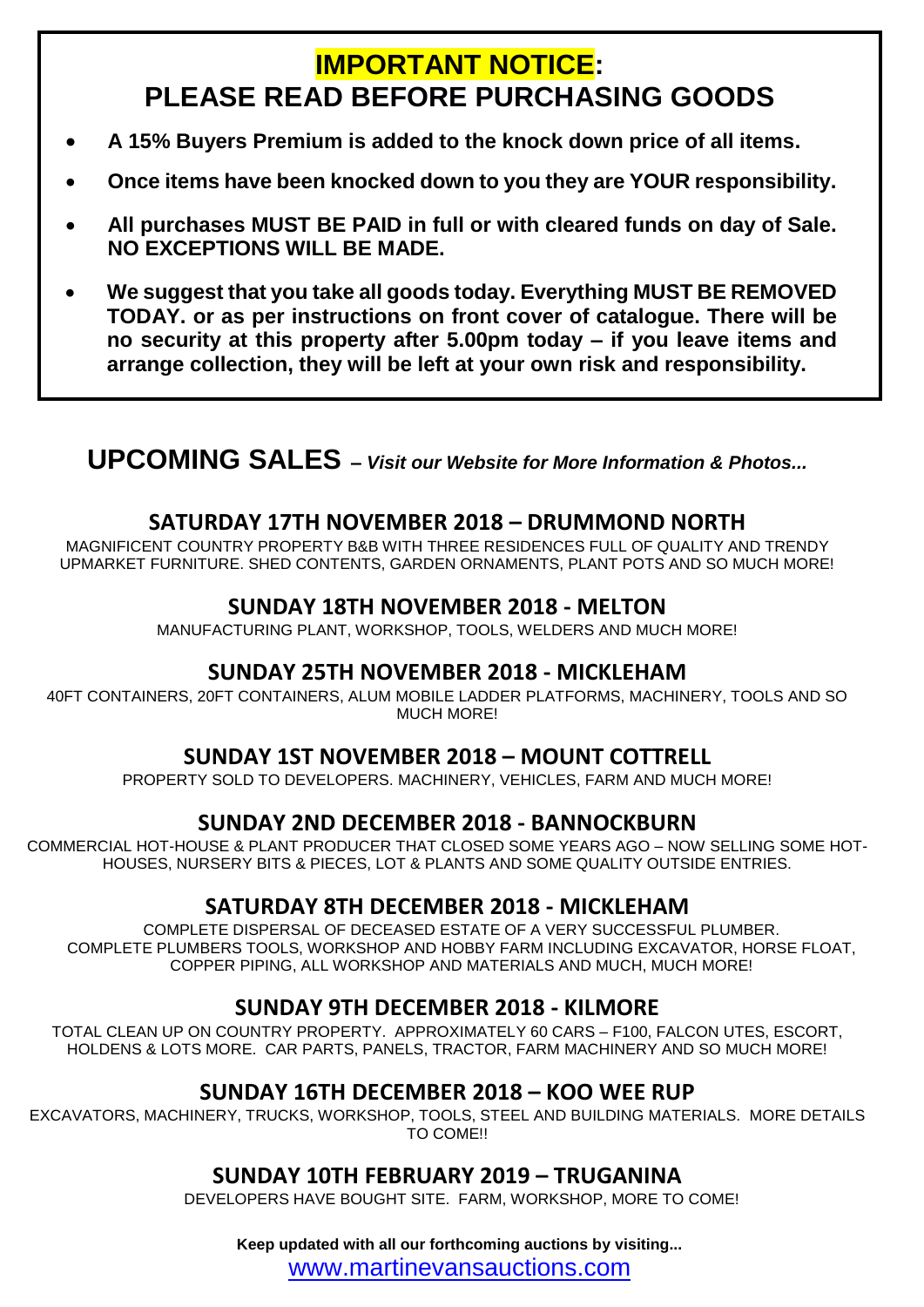# IMPORTANT NOTICE:
# PLEASE READ BEFORE PURCHASING GOODS

- **A 15% Buyers Premium is added to the knock down price of all items.**
- **Once items have been knocked down to you they are YOUR responsibility.**
- **All purchases MUST BE PAID in full or with cleared funds on day of Sale. NO EXCEPTIONS WILL BE MADE.**
- **We suggest that you take all goods today. Everything MUST BE REMOVED TODAY. or as per instructions on front cover of catalogue. There will be no security at this property after 5.00pm today – if you leave items and arrange collection, they will be left at your own risk and responsibility.**

# UPCOMING SALES *– Visit our Website for More Information & Photos...*

## SATURDAY 17TH NOVEMBER 2018 – DRUMMOND NORTH

MAGNIFICENT COUNTRY PROPERTY B&B WITH THREE RESIDENCES FULL OF QUALITY AND TRENDY UPMARKET FURNITURE. SHED CONTENTS, GARDEN ORNAMENTS, PLANT POTS AND SO MUCH MORE!

## SUNDAY 18TH NOVEMBER 2018 - MELTON

MANUFACTURING PLANT, WORKSHOP, TOOLS, WELDERS AND MUCH MORE!

## SUNDAY 25TH NOVEMBER 2018 - MICKLEHAM

40FT CONTAINERS, 20FT CONTAINERS, ALUM MOBILE LADDER PLATFORMS, MACHINERY, TOOLS AND SO MUCH MORE!

## SUNDAY 1ST NOVEMBER 2018 – MOUNT COTTRELL

PROPERTY SOLD TO DEVELOPERS. MACHINERY, VEHICLES, FARM AND MUCH MORE!

## SUNDAY 2ND DECEMBER 2018 - BANNOCKBURN

COMMERCIAL HOT-HOUSE & PLANT PRODUCER THAT CLOSED SOME YEARS AGO – NOW SELLING SOME HOT-HOUSES, NURSERY BITS & PIECES, LOT & PLANTS AND SOME QUALITY OUTSIDE ENTRIES.

## SATURDAY 8TH DECEMBER 2018 - MICKLEHAM

COMPLETE DISPERSAL OF DECEASED ESTATE OF A VERY SUCCESSFUL PLUMBER.
COMPLETE PLUMBERS TOOLS, WORKSHOP AND HOBBY FARM INCLUDING EXCAVATOR, HORSE FLOAT, COPPER PIPING, ALL WORKSHOP AND MATERIALS AND MUCH, MUCH MORE!

## SUNDAY 9TH DECEMBER 2018 - KILMORE

TOTAL CLEAN UP ON COUNTRY PROPERTY. APPROXIMATELY 60 CARS – F100, FALCON UTES, ESCORT, HOLDENS & LOTS MORE. CAR PARTS, PANELS, TRACTOR, FARM MACHINERY AND SO MUCH MORE!

## SUNDAY 16TH DECEMBER 2018 – KOO WEE RUP

EXCAVATORS, MACHINERY, TRUCKS, WORKSHOP, TOOLS, STEEL AND BUILDING MATERIALS. MORE DETAILS TO COME!!

## SUNDAY 10TH FEBRUARY 2019 – TRUGANINA

DEVELOPERS HAVE BOUGHT SITE. FARM, WORKSHOP, MORE TO COME!

**Keep updated with all our forthcoming auctions by visiting...**

www.martinevansauctions.com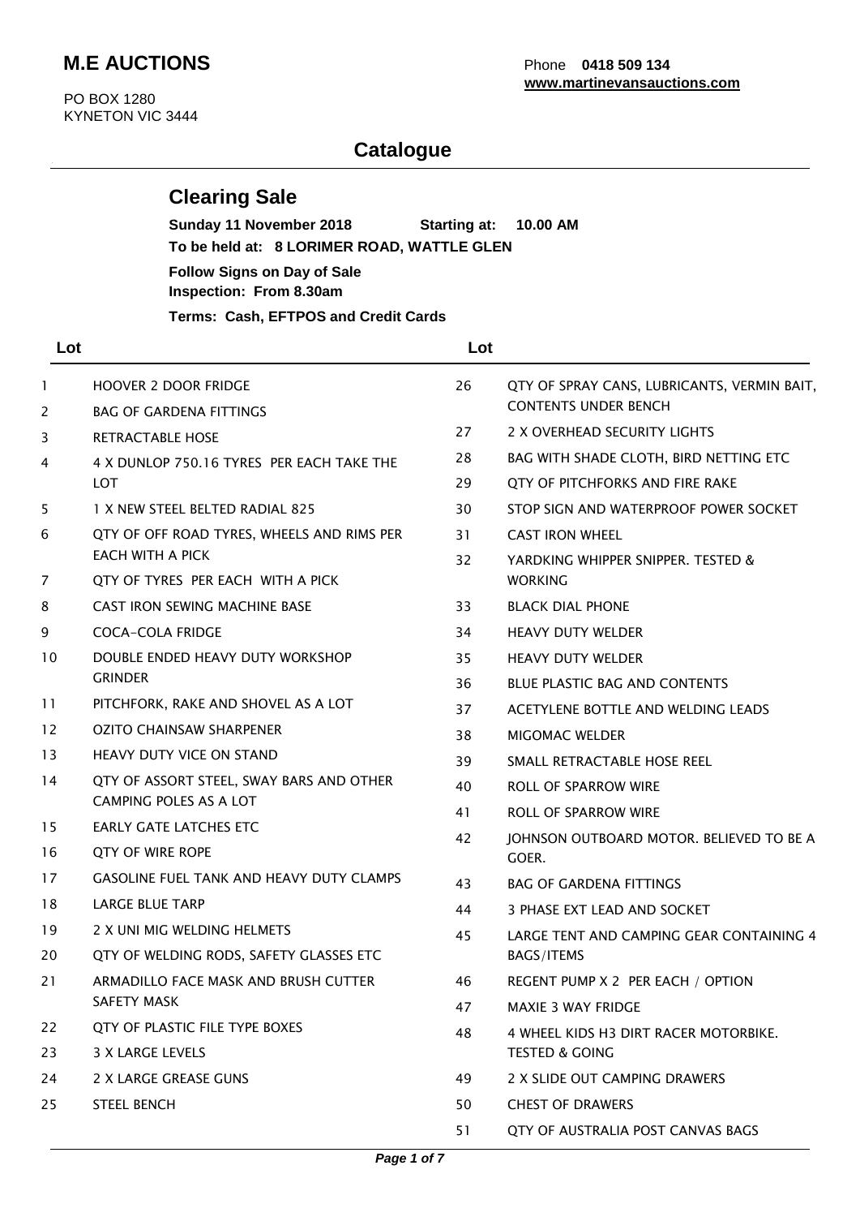# M.E AUCTIONS

PO BOX 1280
KYNETON VIC 3444

Phone **0418 509 134**
**www.martinevansauctions.com**

## Catalogue

### Clearing Sale

**Sunday 11 November 2018** **Starting at: 10.00 AM**
**To be held at: 8 LORIMER ROAD, WATTLE GLEN**
**Follow Signs on Day of Sale**
**Inspection: From 8.30am**
**Terms: Cash, EFTPOS and Credit Cards**

| Lot | |
|---|---|
| 1 | HOOVER 2 DOOR FRIDGE |
| 2 | BAG OF GARDENA FITTINGS |
| 3 | RETRACTABLE HOSE |
| 4 | 4 X DUNLOP 750.16 TYRES PER EACH TAKE THE LOT |
| 5 | 1 X NEW STEEL BELTED RADIAL 825 |
| 6 | QTY OF OFF ROAD TYRES, WHEELS AND RIMS PER EACH WITH A PICK |
| 7 | QTY OF TYRES PER EACH WITH A PICK |
| 8 | CAST IRON SEWING MACHINE BASE |
| 9 | COCA-COLA FRIDGE |
| 10 | DOUBLE ENDED HEAVY DUTY WORKSHOP GRINDER |
| 11 | PITCHFORK, RAKE AND SHOVEL AS A LOT |
| 12 | OZITO CHAINSAW SHARPENER |
| 13 | HEAVY DUTY VICE ON STAND |
| 14 | QTY OF ASSORT STEEL, SWAY BARS AND OTHER CAMPING POLES AS A LOT |
| 15 | EARLY GATE LATCHES ETC |
| 16 | QTY OF WIRE ROPE |
| 17 | GASOLINE FUEL TANK AND HEAVY DUTY CLAMPS |
| 18 | LARGE BLUE TARP |
| 19 | 2 X UNI MIG WELDING HELMETS |
| 20 | QTY OF WELDING RODS, SAFETY GLASSES ETC |
| 21 | ARMADILLO FACE MASK AND BRUSH CUTTER SAFETY MASK |
| 22 | QTY OF PLASTIC FILE TYPE BOXES |
| 23 | 3 X LARGE LEVELS |
| 24 | 2 X LARGE GREASE GUNS |
| 25 | STEEL BENCH |
| 26 | QTY OF SPRAY CANS, LUBRICANTS, VERMIN BAIT, CONTENTS UNDER BENCH |
| 27 | 2 X OVERHEAD SECURITY LIGHTS |
| 28 | BAG WITH SHADE CLOTH, BIRD NETTING ETC |
| 29 | QTY OF PITCHFORKS AND FIRE RAKE |
| 30 | STOP SIGN AND WATERPROOF POWER SOCKET |
| 31 | CAST IRON WHEEL |
| 32 | YARDKING WHIPPER SNIPPER. TESTED & WORKING |
| 33 | BLACK DIAL PHONE |
| 34 | HEAVY DUTY WELDER |
| 35 | HEAVY DUTY WELDER |
| 36 | BLUE PLASTIC BAG AND CONTENTS |
| 37 | ACETYLENE BOTTLE AND WELDING LEADS |
| 38 | MIGOMAC WELDER |
| 39 | SMALL RETRACTABLE HOSE REEL |
| 40 | ROLL OF SPARROW WIRE |
| 41 | ROLL OF SPARROW WIRE |
| 42 | JOHNSON OUTBOARD MOTOR. BELIEVED TO BE A GOER. |
| 43 | BAG OF GARDENA FITTINGS |
| 44 | 3 PHASE EXT LEAD AND SOCKET |
| 45 | LARGE TENT AND CAMPING GEAR CONTAINING 4 BAGS/ITEMS |
| 46 | REGENT PUMP X 2 PER EACH / OPTION |
| 47 | MAXIE 3 WAY FRIDGE |
| 48 | 4 WHEEL KIDS H3 DIRT RACER MOTORBIKE. TESTED & GOING |
| 49 | 2 X SLIDE OUT CAMPING DRAWERS |
| 50 | CHEST OF DRAWERS |
| 51 | QTY OF AUSTRALIA POST CANVAS BAGS |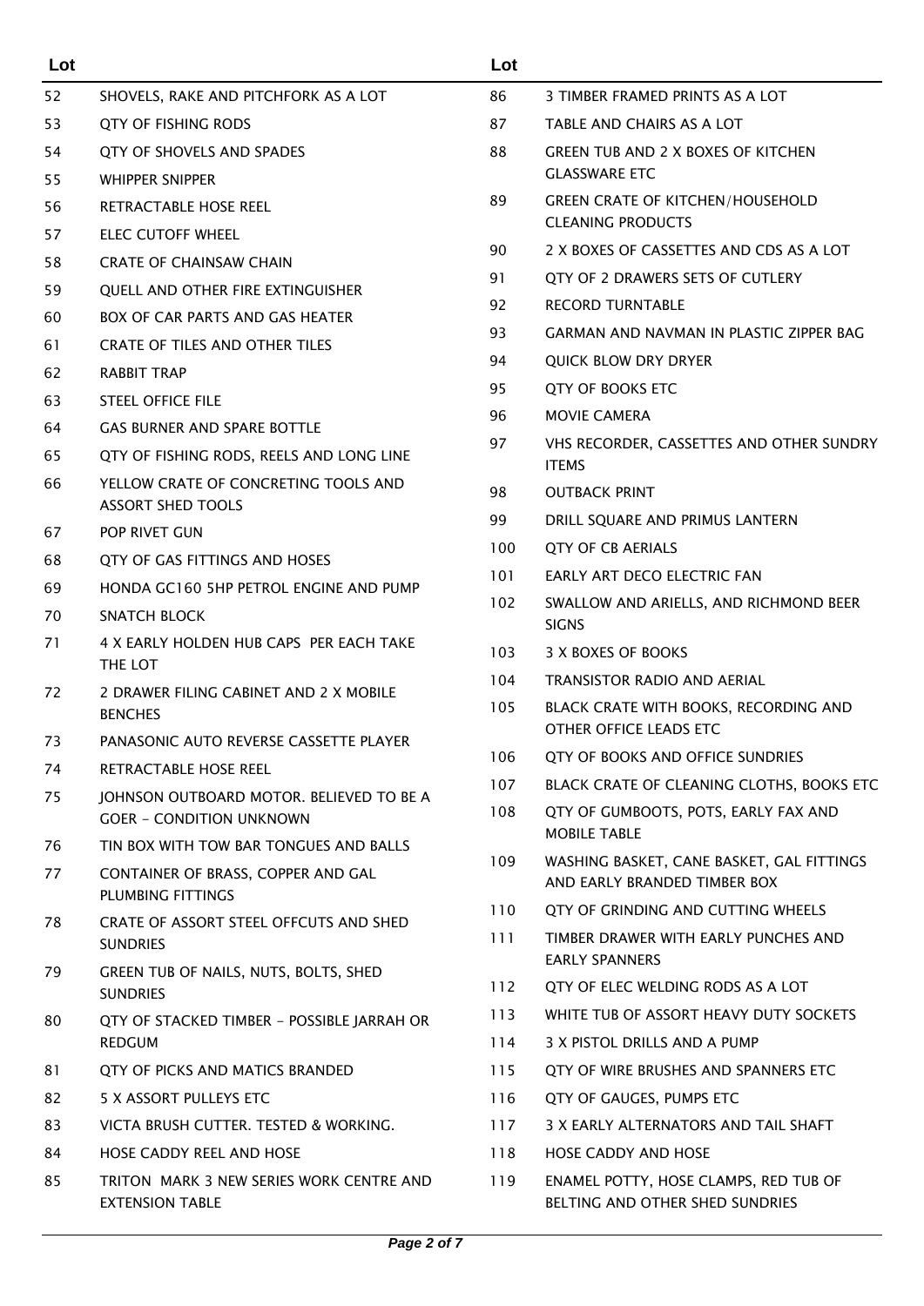| Lot | Description |
|---|---|
| 52 | SHOVELS, RAKE AND PITCHFORK AS A LOT |
| 53 | QTY OF FISHING RODS |
| 54 | QTY OF SHOVELS AND SPADES |
| 55 | WHIPPER SNIPPER |
| 56 | RETRACTABLE HOSE REEL |
| 57 | ELEC CUTOFF WHEEL |
| 58 | CRATE OF CHAINSAW CHAIN |
| 59 | QUELL AND OTHER FIRE EXTINGUISHER |
| 60 | BOX OF CAR PARTS AND GAS HEATER |
| 61 | CRATE OF TILES AND OTHER TILES |
| 62 | RABBIT TRAP |
| 63 | STEEL OFFICE FILE |
| 64 | GAS BURNER AND SPARE BOTTLE |
| 65 | QTY OF FISHING RODS, REELS AND LONG LINE |
| 66 | YELLOW CRATE OF CONCRETING TOOLS AND ASSORT SHED TOOLS |
| 67 | POP RIVET GUN |
| 68 | QTY OF GAS FITTINGS AND HOSES |
| 69 | HONDA GC160 5HP PETROL ENGINE AND PUMP |
| 70 | SNATCH BLOCK |
| 71 | 4 X EARLY HOLDEN HUB CAPS PER EACH TAKE THE LOT |
| 72 | 2 DRAWER FILING CABINET AND 2 X MOBILE BENCHES |
| 73 | PANASONIC AUTO REVERSE CASSETTE PLAYER |
| 74 | RETRACTABLE HOSE REEL |
| 75 | JOHNSON OUTBOARD MOTOR. BELIEVED TO BE A GOER - CONDITION UNKNOWN |
| 76 | TIN BOX WITH TOW BAR TONGUES AND BALLS |
| 77 | CONTAINER OF BRASS, COPPER AND GAL PLUMBING FITTINGS |
| 78 | CRATE OF ASSORT STEEL OFFCUTS AND SHED SUNDRIES |
| 79 | GREEN TUB OF NAILS, NUTS, BOLTS, SHED SUNDRIES |
| 80 | QTY OF STACKED TIMBER - POSSIBLE JARRAH OR REDGUM |
| 81 | QTY OF PICKS AND MATICS BRANDED |
| 82 | 5 X ASSORT PULLEYS ETC |
| 83 | VICTA BRUSH CUTTER. TESTED & WORKING. |
| 84 | HOSE CADDY REEL AND HOSE |
| 85 | TRITON MARK 3 NEW SERIES WORK CENTRE AND EXTENSION TABLE |
| 86 | 3 TIMBER FRAMED PRINTS AS A LOT |
| 87 | TABLE AND CHAIRS AS A LOT |
| 88 | GREEN TUB AND 2 X BOXES OF KITCHEN GLASSWARE ETC |
| 89 | GREEN CRATE OF KITCHEN/HOUSEHOLD CLEANING PRODUCTS |
| 90 | 2 X BOXES OF CASSETTES AND CDS AS A LOT |
| 91 | QTY OF 2 DRAWERS SETS OF CUTLERY |
| 92 | RECORD TURNTABLE |
| 93 | GARMAN AND NAVMAN IN PLASTIC ZIPPER BAG |
| 94 | QUICK BLOW DRY DRYER |
| 95 | QTY OF BOOKS ETC |
| 96 | MOVIE CAMERA |
| 97 | VHS RECORDER, CASSETTES AND OTHER SUNDRY ITEMS |
| 98 | OUTBACK PRINT |
| 99 | DRILL SQUARE AND PRIMUS LANTERN |
| 100 | QTY OF CB AERIALS |
| 101 | EARLY ART DECO ELECTRIC FAN |
| 102 | SWALLOW AND ARIELLS, AND RICHMOND BEER SIGNS |
| 103 | 3 X BOXES OF BOOKS |
| 104 | TRANSISTOR RADIO AND AERIAL |
| 105 | BLACK CRATE WITH BOOKS, RECORDING AND OTHER OFFICE LEADS ETC |
| 106 | QTY OF BOOKS AND OFFICE SUNDRIES |
| 107 | BLACK CRATE OF CLEANING CLOTHS, BOOKS ETC |
| 108 | QTY OF GUMBOOTS, POTS, EARLY FAX AND MOBILE TABLE |
| 109 | WASHING BASKET, CANE BASKET, GAL FITTINGS AND EARLY BRANDED TIMBER BOX |
| 110 | QTY OF GRINDING AND CUTTING WHEELS |
| 111 | TIMBER DRAWER WITH EARLY PUNCHES AND EARLY SPANNERS |
| 112 | QTY OF ELEC WELDING RODS AS A LOT |
| 113 | WHITE TUB OF ASSORT HEAVY DUTY SOCKETS |
| 114 | 3 X PISTOL DRILLS AND A PUMP |
| 115 | QTY OF WIRE BRUSHES AND SPANNERS ETC |
| 116 | QTY OF GAUGES, PUMPS ETC |
| 117 | 3 X EARLY ALTERNATORS AND TAIL SHAFT |
| 118 | HOSE CADDY AND HOSE |
| 119 | ENAMEL POTTY, HOSE CLAMPS, RED TUB OF BELTING AND OTHER SHED SUNDRIES |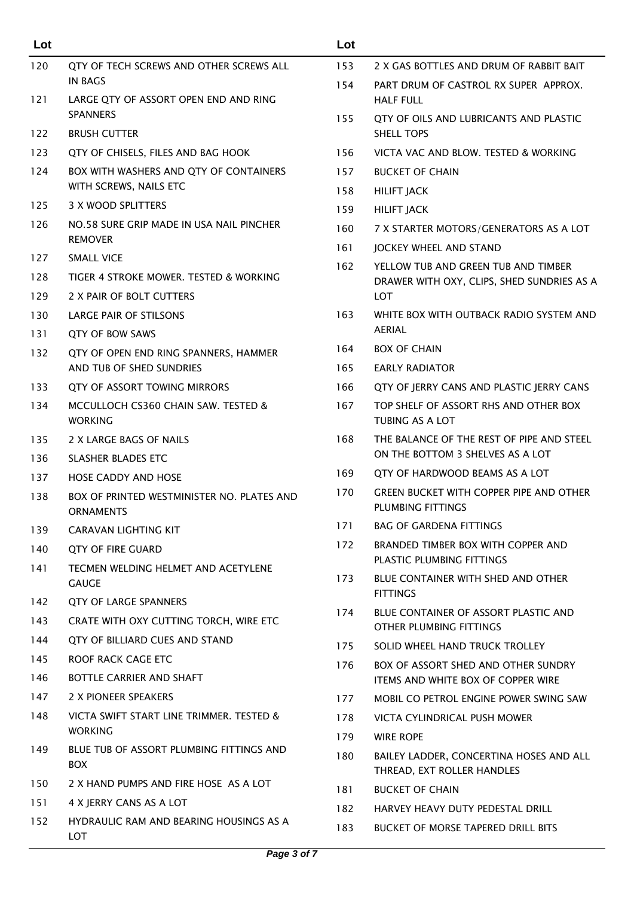| Lot | |
|---|---|
| 120 | QTY OF TECH SCREWS AND OTHER SCREWS ALL IN BAGS |
| 121 | LARGE QTY OF ASSORT OPEN END AND RING SPANNERS |
| 122 | BRUSH CUTTER |
| 123 | QTY OF CHISELS, FILES AND BAG HOOK |
| 124 | BOX WITH WASHERS AND QTY OF CONTAINERS WITH SCREWS, NAILS ETC |
| 125 | 3 X WOOD SPLITTERS |
| 126 | NO.58 SURE GRIP MADE IN USA NAIL PINCHER REMOVER |
| 127 | SMALL VICE |
| 128 | TIGER 4 STROKE MOWER. TESTED & WORKING |
| 129 | 2 X PAIR OF BOLT CUTTERS |
| 130 | LARGE PAIR OF STILSONS |
| 131 | QTY OF BOW SAWS |
| 132 | QTY OF OPEN END RING SPANNERS, HAMMER AND TUB OF SHED SUNDRIES |
| 133 | QTY OF ASSORT TOWING MIRRORS |
| 134 | MCCULLOCH CS360 CHAIN SAW. TESTED & WORKING |
| 135 | 2 X LARGE BAGS OF NAILS |
| 136 | SLASHER BLADES ETC |
| 137 | HOSE CADDY AND HOSE |
| 138 | BOX OF PRINTED WESTMINISTER NO. PLATES AND ORNAMENTS |
| 139 | CARAVAN LIGHTING KIT |
| 140 | QTY OF FIRE GUARD |
| 141 | TECMEN WELDING HELMET AND ACETYLENE GAUGE |
| 142 | QTY OF LARGE SPANNERS |
| 143 | CRATE WITH OXY CUTTING TORCH, WIRE ETC |
| 144 | QTY OF BILLIARD CUES AND STAND |
| 145 | ROOF RACK CAGE ETC |
| 146 | BOTTLE CARRIER AND SHAFT |
| 147 | 2 X PIONEER SPEAKERS |
| 148 | VICTA SWIFT START LINE TRIMMER. TESTED & WORKING |
| 149 | BLUE TUB OF ASSORT PLUMBING FITTINGS AND BOX |
| 150 | 2 X HAND PUMPS AND FIRE HOSE AS A LOT |
| 151 | 4 X JERRY CANS AS A LOT |
| 152 | HYDRAULIC RAM AND BEARING HOUSINGS AS A LOT |
| 153 | 2 X GAS BOTTLES AND DRUM OF RABBIT BAIT |
| 154 | PART DRUM OF CASTROL RX SUPER APPROX. HALF FULL |
| 155 | QTY OF OILS AND LUBRICANTS AND PLASTIC SHELL TOPS |
| 156 | VICTA VAC AND BLOW. TESTED & WORKING |
| 157 | BUCKET OF CHAIN |
| 158 | HILIFT JACK |
| 159 | HILIFT JACK |
| 160 | 7 X STARTER MOTORS/GENERATORS AS A LOT |
| 161 | JOCKEY WHEEL AND STAND |
| 162 | YELLOW TUB AND GREEN TUB AND TIMBER DRAWER WITH OXY, CLIPS, SHED SUNDRIES AS A LOT |
| 163 | WHITE BOX WITH OUTBACK RADIO SYSTEM AND AERIAL |
| 164 | BOX OF CHAIN |
| 165 | EARLY RADIATOR |
| 166 | QTY OF JERRY CANS AND PLASTIC JERRY CANS |
| 167 | TOP SHELF OF ASSORT RHS AND OTHER BOX TUBING AS A LOT |
| 168 | THE BALANCE OF THE REST OF PIPE AND STEEL ON THE BOTTOM 3 SHELVES AS A LOT |
| 169 | QTY OF HARDWOOD BEAMS AS A LOT |
| 170 | GREEN BUCKET WITH COPPER PIPE AND OTHER PLUMBING FITTINGS |
| 171 | BAG OF GARDENA FITTINGS |
| 172 | BRANDED TIMBER BOX WITH COPPER AND PLASTIC PLUMBING FITTINGS |
| 173 | BLUE CONTAINER WITH SHED AND OTHER FITTINGS |
| 174 | BLUE CONTAINER OF ASSORT PLASTIC AND OTHER PLUMBING FITTINGS |
| 175 | SOLID WHEEL HAND TRUCK TROLLEY |
| 176 | BOX OF ASSORT SHED AND OTHER SUNDRY ITEMS AND WHITE BOX OF COPPER WIRE |
| 177 | MOBIL CO PETROL ENGINE POWER SWING SAW |
| 178 | VICTA CYLINDRICAL PUSH MOWER |
| 179 | WIRE ROPE |
| 180 | BAILEY LADDER, CONCERTINA HOSES AND ALL THREAD, EXT ROLLER HANDLES |
| 181 | BUCKET OF CHAIN |
| 182 | HARVEY HEAVY DUTY PEDESTAL DRILL |
| 183 | BUCKET OF MORSE TAPERED DRILL BITS |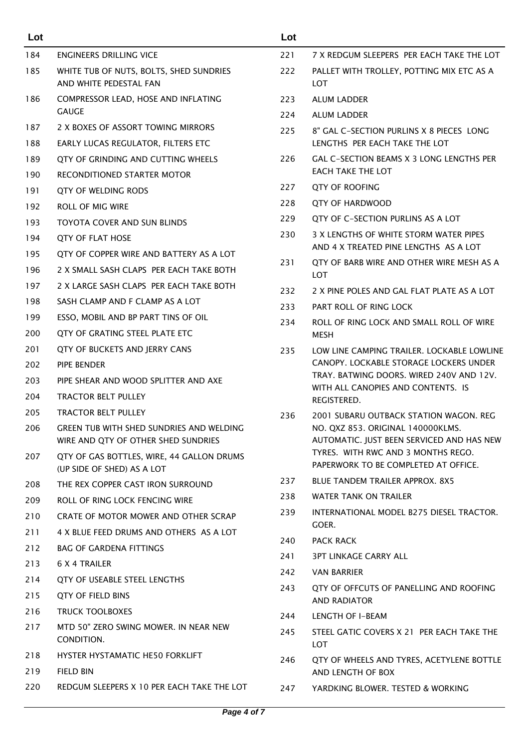| Lot | |
|---|---|
| 184 | ENGINEERS DRILLING VICE |
| 185 | WHITE TUB OF NUTS, BOLTS, SHED SUNDRIES AND WHITE PEDESTAL FAN |
| 186 | COMPRESSOR LEAD, HOSE AND INFLATING GAUGE |
| 187 | 2 X BOXES OF ASSORT TOWING MIRRORS |
| 188 | EARLY LUCAS REGULATOR, FILTERS ETC |
| 189 | QTY OF GRINDING AND CUTTING WHEELS |
| 190 | RECONDITIONED STARTER MOTOR |
| 191 | QTY OF WELDING RODS |
| 192 | ROLL OF MIG WIRE |
| 193 | TOYOTA COVER AND SUN BLINDS |
| 194 | QTY OF FLAT HOSE |
| 195 | QTY OF COPPER WIRE AND BATTERY AS A LOT |
| 196 | 2 X SMALL SASH CLAPS PER EACH TAKE BOTH |
| 197 | 2 X LARGE SASH CLAPS PER EACH TAKE BOTH |
| 198 | SASH CLAMP AND F CLAMP AS A LOT |
| 199 | ESSO, MOBIL AND BP PART TINS OF OIL |
| 200 | QTY OF GRATING STEEL PLATE ETC |
| 201 | QTY OF BUCKETS AND JERRY CANS |
| 202 | PIPE BENDER |
| 203 | PIPE SHEAR AND WOOD SPLITTER AND AXE |
| 204 | TRACTOR BELT PULLEY |
| 205 | TRACTOR BELT PULLEY |
| 206 | GREEN TUB WITH SHED SUNDRIES AND WELDING WIRE AND QTY OF OTHER SHED SUNDRIES |
| 207 | QTY OF GAS BOTTLES, WIRE, 44 GALLON DRUMS (UP SIDE OF SHED) AS A LOT |
| 208 | THE REX COPPER CAST IRON SURROUND |
| 209 | ROLL OF RING LOCK FENCING WIRE |
| 210 | CRATE OF MOTOR MOWER AND OTHER SCRAP |
| 211 | 4 X BLUE FEED DRUMS AND OTHERS AS A LOT |
| 212 | BAG OF GARDENA FITTINGS |
| 213 | 6 X 4 TRAILER |
| 214 | QTY OF USEABLE STEEL LENGTHS |
| 215 | QTY OF FIELD BINS |
| 216 | TRUCK TOOLBOXES |
| 217 | MTD 50" ZERO SWING MOWER. IN NEAR NEW CONDITION. |
| 218 | HYSTER HYSTAMATIC HE50 FORKLIFT |
| 219 | FIELD BIN |
| 220 | REDGUM SLEEPERS X 10 PER EACH TAKE THE LOT |
| 221 | 7 X REDGUM SLEEPERS PER EACH TAKE THE LOT |
| 222 | PALLET WITH TROLLEY, POTTING MIX ETC AS A LOT |
| 223 | ALUM LADDER |
| 224 | ALUM LADDER |
| 225 | 8" GAL C-SECTION PURLINS X 8 PIECES LONG LENGTHS PER EACH TAKE THE LOT |
| 226 | GAL C-SECTION BEAMS X 3 LONG LENGTHS PER EACH TAKE THE LOT |
| 227 | QTY OF ROOFING |
| 228 | QTY OF HARDWOOD |
| 229 | QTY OF C-SECTION PURLINS AS A LOT |
| 230 | 3 X LENGTHS OF WHITE STORM WATER PIPES AND 4 X TREATED PINE LENGTHS AS A LOT |
| 231 | QTY OF BARB WIRE AND OTHER WIRE MESH AS A LOT |
| 232 | 2 X PINE POLES AND GAL FLAT PLATE AS A LOT |
| 233 | PART ROLL OF RING LOCK |
| 234 | ROLL OF RING LOCK AND SMALL ROLL OF WIRE MESH |
| 235 | LOW LINE CAMPING TRAILER. LOCKABLE LOWLINE CANOPY. LOCKABLE STORAGE LOCKERS UNDER TRAY. BATWING DOORS. WIRED 240V AND 12V. WITH ALL CANOPIES AND CONTENTS. IS REGISTERED. |
| 236 | 2001 SUBARU OUTBACK STATION WAGON. REG NO. QXZ 853. ORIGINAL 140000KLMS. AUTOMATIC. JUST BEEN SERVICED AND HAS NEW TYRES. WITH RWC AND 3 MONTHS REGO. PAPERWORK TO BE COMPLETED AT OFFICE. |
| 237 | BLUE TANDEM TRAILER APPROX. 8X5 |
| 238 | WATER TANK ON TRAILER |
| 239 | INTERNATIONAL MODEL B275 DIESEL TRACTOR. GOER. |
| 240 | PACK RACK |
| 241 | 3PT LINKAGE CARRY ALL |
| 242 | VAN BARRIER |
| 243 | QTY OF OFFCUTS OF PANELLING AND ROOFING AND RADIATOR |
| 244 | LENGTH OF I-BEAM |
| 245 | STEEL GATIC COVERS X 21 PER EACH TAKE THE LOT |
| 246 | QTY OF WHEELS AND TYRES, ACETYLENE BOTTLE AND LENGTH OF BOX |
| 247 | YARDKING BLOWER. TESTED & WORKING |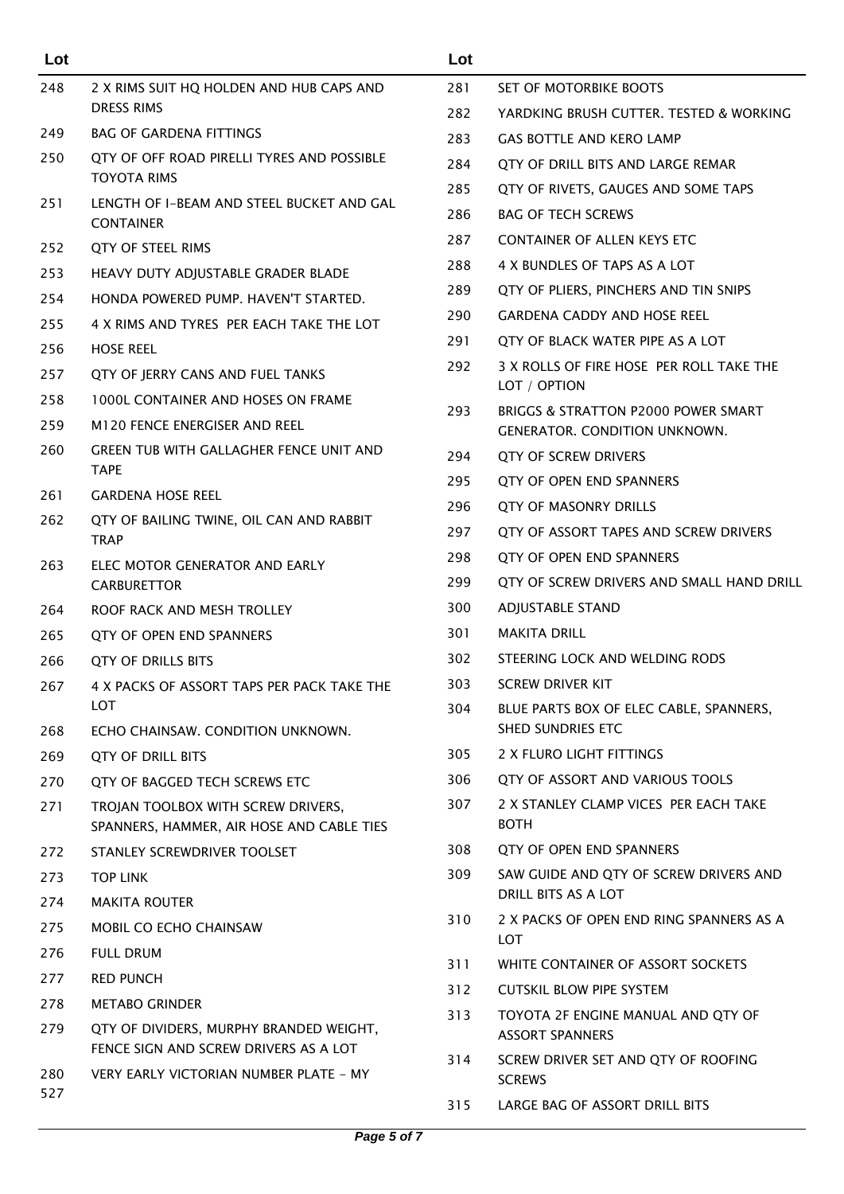| Lot | |
|---|---|
| 248 | 2 X RIMS SUIT HQ HOLDEN AND HUB CAPS AND DRESS RIMS |
| 249 | BAG OF GARDENA FITTINGS |
| 250 | QTY OF OFF ROAD PIRELLI TYRES AND POSSIBLE TOYOTA RIMS |
| 251 | LENGTH OF I-BEAM AND STEEL BUCKET AND GAL CONTAINER |
| 252 | QTY OF STEEL RIMS |
| 253 | HEAVY DUTY ADJUSTABLE GRADER BLADE |
| 254 | HONDA POWERED PUMP. HAVEN'T STARTED. |
| 255 | 4 X RIMS AND TYRES PER EACH TAKE THE LOT |
| 256 | HOSE REEL |
| 257 | QTY OF JERRY CANS AND FUEL TANKS |
| 258 | 1000L CONTAINER AND HOSES ON FRAME |
| 259 | M120 FENCE ENERGISER AND REEL |
| 260 | GREEN TUB WITH GALLAGHER FENCE UNIT AND TAPE |
| 261 | GARDENA HOSE REEL |
| 262 | QTY OF BAILING TWINE, OIL CAN AND RABBIT TRAP |
| 263 | ELEC MOTOR GENERATOR AND EARLY CARBURETTOR |
| 264 | ROOF RACK AND MESH TROLLEY |
| 265 | QTY OF OPEN END SPANNERS |
| 266 | QTY OF DRILLS BITS |
| 267 | 4 X PACKS OF ASSORT TAPS PER PACK TAKE THE LOT |
| 268 | ECHO CHAINSAW. CONDITION UNKNOWN. |
| 269 | QTY OF DRILL BITS |
| 270 | QTY OF BAGGED TECH SCREWS ETC |
| 271 | TROJAN TOOLBOX WITH SCREW DRIVERS, SPANNERS, HAMMER, AIR HOSE AND CABLE TIES |
| 272 | STANLEY SCREWDRIVER TOOLSET |
| 273 | TOP LINK |
| 274 | MAKITA ROUTER |
| 275 | MOBIL CO ECHO CHAINSAW |
| 276 | FULL DRUM |
| 277 | RED PUNCH |
| 278 | METABO GRINDER |
| 279 | QTY OF DIVIDERS, MURPHY BRANDED WEIGHT, FENCE SIGN AND SCREW DRIVERS AS A LOT |
| 280 | VERY EARLY VICTORIAN NUMBER PLATE - MY 527 |
| 281 | SET OF MOTORBIKE BOOTS |
| 282 | YARDKING BRUSH CUTTER. TESTED & WORKING |
| 283 | GAS BOTTLE AND KERO LAMP |
| 284 | QTY OF DRILL BITS AND LARGE REMAR |
| 285 | QTY OF RIVETS, GAUGES AND SOME TAPS |
| 286 | BAG OF TECH SCREWS |
| 287 | CONTAINER OF ALLEN KEYS ETC |
| 288 | 4 X BUNDLES OF TAPS AS A LOT |
| 289 | QTY OF PLIERS, PINCHERS AND TIN SNIPS |
| 290 | GARDENA CADDY AND HOSE REEL |
| 291 | QTY OF BLACK WATER PIPE AS A LOT |
| 292 | 3 X ROLLS OF FIRE HOSE PER ROLL TAKE THE LOT / OPTION |
| 293 | BRIGGS & STRATTON P2000 POWER SMART GENERATOR. CONDITION UNKNOWN. |
| 294 | QTY OF SCREW DRIVERS |
| 295 | QTY OF OPEN END SPANNERS |
| 296 | QTY OF MASONRY DRILLS |
| 297 | QTY OF ASSORT TAPES AND SCREW DRIVERS |
| 298 | QTY OF OPEN END SPANNERS |
| 299 | QTY OF SCREW DRIVERS AND SMALL HAND DRILL |
| 300 | ADJUSTABLE STAND |
| 301 | MAKITA DRILL |
| 302 | STEERING LOCK AND WELDING RODS |
| 303 | SCREW DRIVER KIT |
| 304 | BLUE PARTS BOX OF ELEC CABLE, SPANNERS, SHED SUNDRIES ETC |
| 305 | 2 X FLURO LIGHT FITTINGS |
| 306 | QTY OF ASSORT AND VARIOUS TOOLS |
| 307 | 2 X STANLEY CLAMP VICES PER EACH TAKE BOTH |
| 308 | QTY OF OPEN END SPANNERS |
| 309 | SAW GUIDE AND QTY OF SCREW DRIVERS AND DRILL BITS AS A LOT |
| 310 | 2 X PACKS OF OPEN END RING SPANNERS AS A LOT |
| 311 | WHITE CONTAINER OF ASSORT SOCKETS |
| 312 | CUTSKIL BLOW PIPE SYSTEM |
| 313 | TOYOTA 2F ENGINE MANUAL AND QTY OF ASSORT SPANNERS |
| 314 | SCREW DRIVER SET AND QTY OF ROOFING SCREWS |
| 315 | LARGE BAG OF ASSORT DRILL BITS |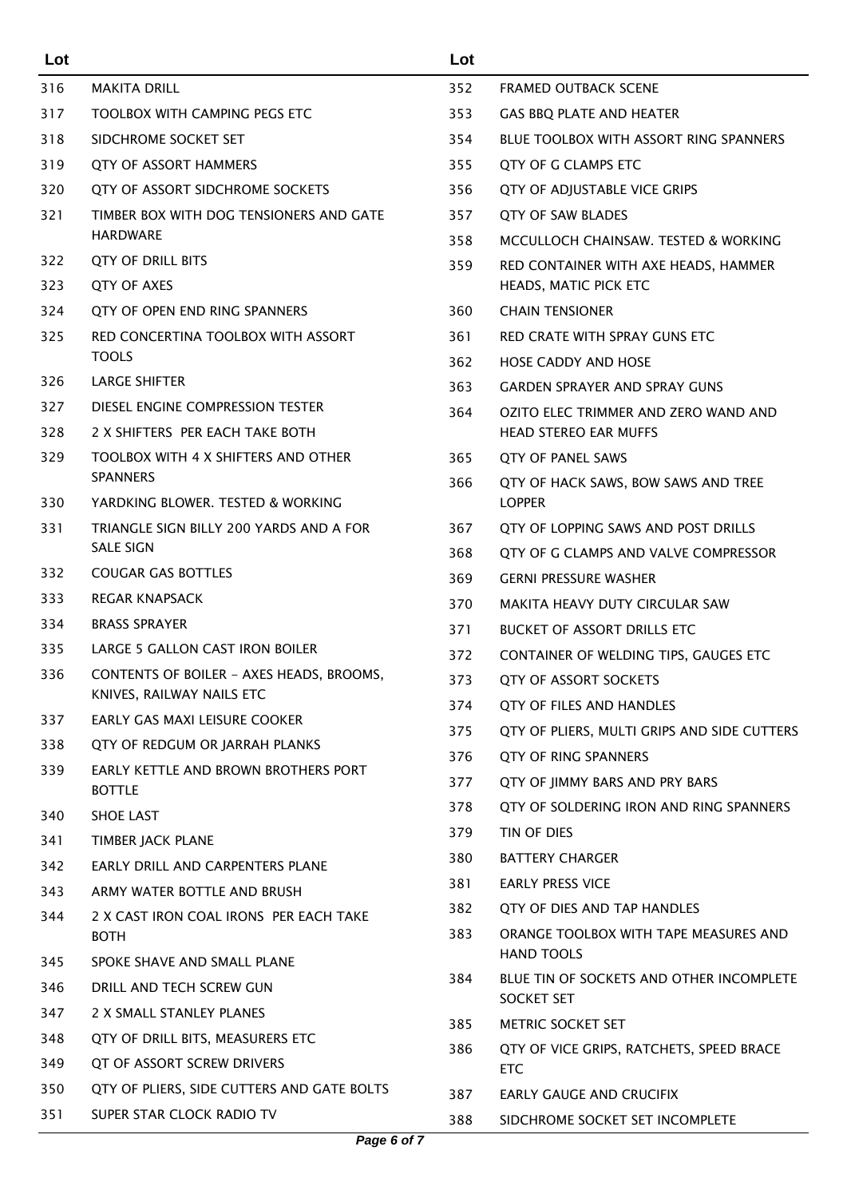| Lot | |
|---|---|
| 316 | MAKITA DRILL |
| 317 | TOOLBOX WITH CAMPING PEGS ETC |
| 318 | SIDCHROME SOCKET SET |
| 319 | QTY OF ASSORT HAMMERS |
| 320 | QTY OF ASSORT SIDCHROME SOCKETS |
| 321 | TIMBER BOX WITH DOG TENSIONERS AND GATE HARDWARE |
| 322 | QTY OF DRILL BITS |
| 323 | QTY OF AXES |
| 324 | QTY OF OPEN END RING SPANNERS |
| 325 | RED CONCERTINA TOOLBOX WITH ASSORT TOOLS |
| 326 | LARGE SHIFTER |
| 327 | DIESEL ENGINE COMPRESSION TESTER |
| 328 | 2 X SHIFTERS PER EACH TAKE BOTH |
| 329 | TOOLBOX WITH 4 X SHIFTERS AND OTHER SPANNERS |
| 330 | YARDKING BLOWER. TESTED & WORKING |
| 331 | TRIANGLE SIGN BILLY 200 YARDS AND A FOR SALE SIGN |
| 332 | COUGAR GAS BOTTLES |
| 333 | REGAR KNAPSACK |
| 334 | BRASS SPRAYER |
| 335 | LARGE 5 GALLON CAST IRON BOILER |
| 336 | CONTENTS OF BOILER - AXES HEADS, BROOMS, KNIVES, RAILWAY NAILS ETC |
| 337 | EARLY GAS MAXI LEISURE COOKER |
| 338 | QTY OF REDGUM OR JARRAH PLANKS |
| 339 | EARLY KETTLE AND BROWN BROTHERS PORT BOTTLE |
| 340 | SHOE LAST |
| 341 | TIMBER JACK PLANE |
| 342 | EARLY DRILL AND CARPENTERS PLANE |
| 343 | ARMY WATER BOTTLE AND BRUSH |
| 344 | 2 X CAST IRON COAL IRONS PER EACH TAKE BOTH |
| 345 | SPOKE SHAVE AND SMALL PLANE |
| 346 | DRILL AND TECH SCREW GUN |
| 347 | 2 X SMALL STANLEY PLANES |
| 348 | QTY OF DRILL BITS, MEASURERS ETC |
| 349 | QT OF ASSORT SCREW DRIVERS |
| 350 | QTY OF PLIERS, SIDE CUTTERS AND GATE BOLTS |
| 351 | SUPER STAR CLOCK RADIO TV |
| 352 | FRAMED OUTBACK SCENE |
| 353 | GAS BBQ PLATE AND HEATER |
| 354 | BLUE TOOLBOX WITH ASSORT RING SPANNERS |
| 355 | QTY OF G CLAMPS ETC |
| 356 | QTY OF ADJUSTABLE VICE GRIPS |
| 357 | QTY OF SAW BLADES |
| 358 | MCCULLOCH CHAINSAW. TESTED & WORKING |
| 359 | RED CONTAINER WITH AXE HEADS, HAMMER HEADS, MATIC PICK ETC |
| 360 | CHAIN TENSIONER |
| 361 | RED CRATE WITH SPRAY GUNS ETC |
| 362 | HOSE CADDY AND HOSE |
| 363 | GARDEN SPRAYER AND SPRAY GUNS |
| 364 | OZITO ELEC TRIMMER AND ZERO WAND AND HEAD STEREO EAR MUFFS |
| 365 | QTY OF PANEL SAWS |
| 366 | QTY OF HACK SAWS, BOW SAWS AND TREE LOPPER |
| 367 | QTY OF LOPPING SAWS AND POST DRILLS |
| 368 | QTY OF G CLAMPS AND VALVE COMPRESSOR |
| 369 | GERNI PRESSURE WASHER |
| 370 | MAKITA HEAVY DUTY CIRCULAR SAW |
| 371 | BUCKET OF ASSORT DRILLS ETC |
| 372 | CONTAINER OF WELDING TIPS, GAUGES ETC |
| 373 | QTY OF ASSORT SOCKETS |
| 374 | QTY OF FILES AND HANDLES |
| 375 | QTY OF PLIERS, MULTI GRIPS AND SIDE CUTTERS |
| 376 | QTY OF RING SPANNERS |
| 377 | QTY OF JIMMY BARS AND PRY BARS |
| 378 | QTY OF SOLDERING IRON AND RING SPANNERS |
| 379 | TIN OF DIES |
| 380 | BATTERY CHARGER |
| 381 | EARLY PRESS VICE |
| 382 | QTY OF DIES AND TAP HANDLES |
| 383 | ORANGE TOOLBOX WITH TAPE MEASURES AND HAND TOOLS |
| 384 | BLUE TIN OF SOCKETS AND OTHER INCOMPLETE SOCKET SET |
| 385 | METRIC SOCKET SET |
| 386 | QTY OF VICE GRIPS, RATCHETS, SPEED BRACE ETC |
| 387 | EARLY GAUGE AND CRUCIFIX |
| 388 | SIDCHROME SOCKET SET INCOMPLETE |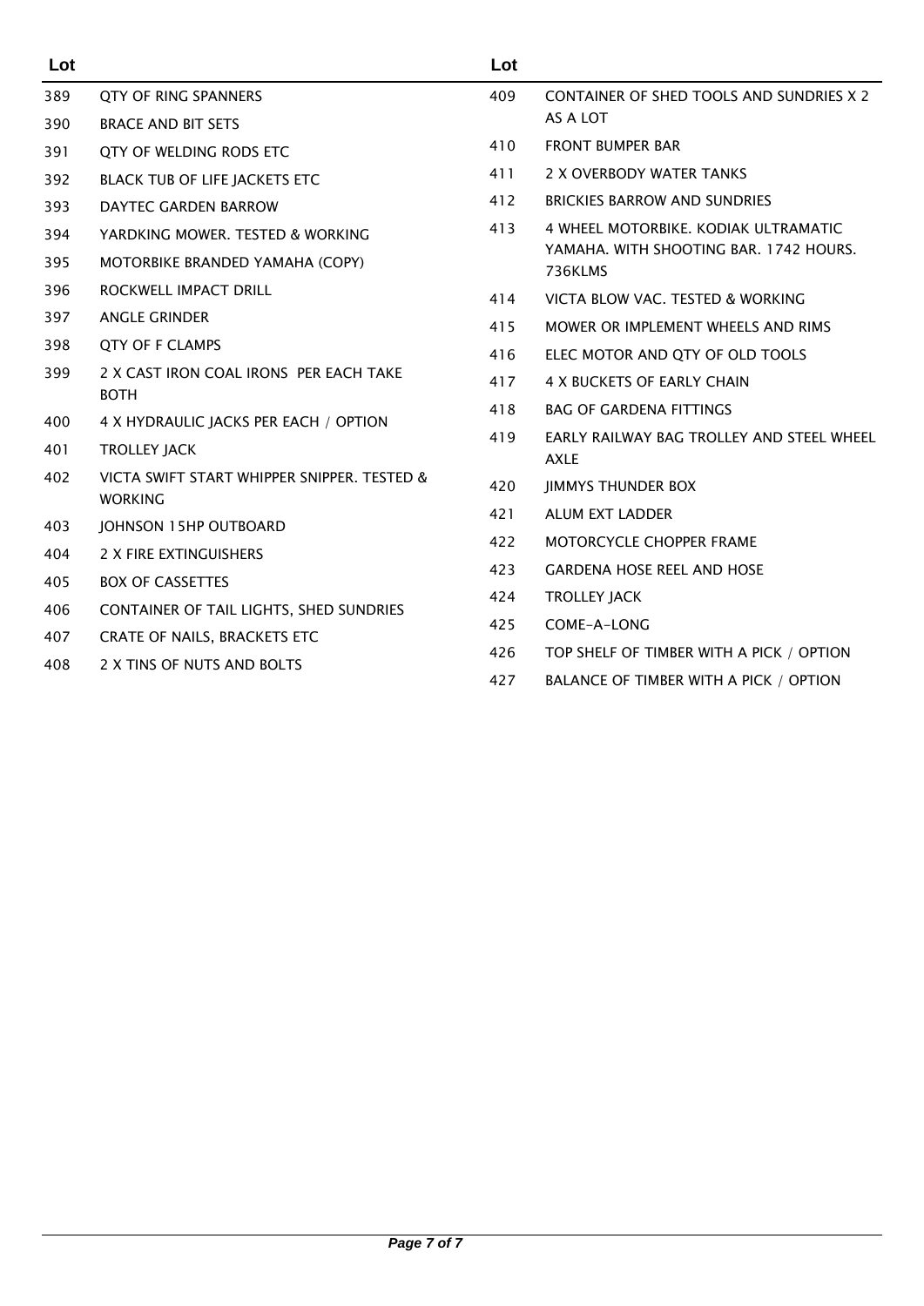| Lot | |
|---|---|
| 389 | QTY OF RING SPANNERS |
| 390 | BRACE AND BIT SETS |
| 391 | QTY OF WELDING RODS ETC |
| 392 | BLACK TUB OF LIFE JACKETS ETC |
| 393 | DAYTEC GARDEN BARROW |
| 394 | YARDKING MOWER. TESTED & WORKING |
| 395 | MOTORBIKE BRANDED YAMAHA (COPY) |
| 396 | ROCKWELL IMPACT DRILL |
| 397 | ANGLE GRINDER |
| 398 | QTY OF F CLAMPS |
| 399 | 2 X CAST IRON COAL IRONS PER EACH TAKE BOTH |
| 400 | 4 X HYDRAULIC JACKS PER EACH / OPTION |
| 401 | TROLLEY JACK |
| 402 | VICTA SWIFT START WHIPPER SNIPPER. TESTED & WORKING |
| 403 | JOHNSON 15HP OUTBOARD |
| 404 | 2 X FIRE EXTINGUISHERS |
| 405 | BOX OF CASSETTES |
| 406 | CONTAINER OF TAIL LIGHTS, SHED SUNDRIES |
| 407 | CRATE OF NAILS, BRACKETS ETC |
| 408 | 2 X TINS OF NUTS AND BOLTS |
| 409 | CONTAINER OF SHED TOOLS AND SUNDRIES X 2 AS A LOT |
| 410 | FRONT BUMPER BAR |
| 411 | 2 X OVERBODY WATER TANKS |
| 412 | BRICKIES BARROW AND SUNDRIES |
| 413 | 4 WHEEL MOTORBIKE. KODIAK ULTRAMATIC YAMAHA. WITH SHOOTING BAR. 1742 HOURS. 736KLMS |
| 414 | VICTA BLOW VAC. TESTED & WORKING |
| 415 | MOWER OR IMPLEMENT WHEELS AND RIMS |
| 416 | ELEC MOTOR AND QTY OF OLD TOOLS |
| 417 | 4 X BUCKETS OF EARLY CHAIN |
| 418 | BAG OF GARDENA FITTINGS |
| 419 | EARLY RAILWAY BAG TROLLEY AND STEEL WHEEL AXLE |
| 420 | JIMMYS THUNDER BOX |
| 421 | ALUM EXT LADDER |
| 422 | MOTORCYCLE CHOPPER FRAME |
| 423 | GARDENA HOSE REEL AND HOSE |
| 424 | TROLLEY JACK |
| 425 | COME-A-LONG |
| 426 | TOP SHELF OF TIMBER WITH A PICK / OPTION |
| 427 | BALANCE OF TIMBER WITH A PICK / OPTION |